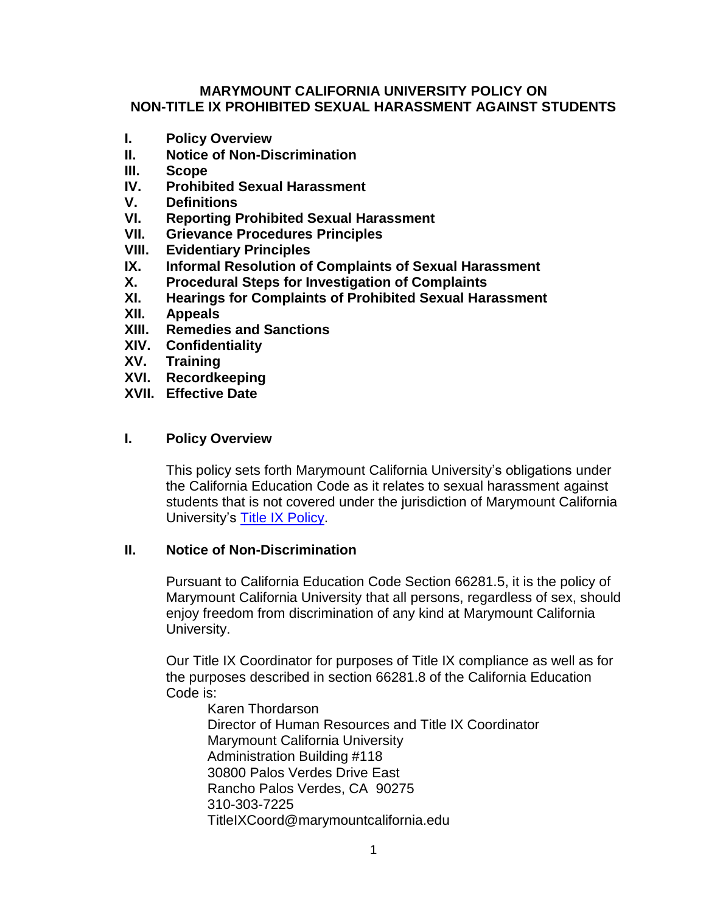# MARYMOUNT CALIFORNIA UNIVERSITY POLICY ON NON-TITLE IX PROHIBITED SEXUAL HARASSMENT AGAINST STUDENTS

- **I. Policy Overview**
- **II. Notice of Non-Discrimination**
- **III. Scope**
- **IV. Prohibited Sexual Harassment**
- **V. Definitions**
- **VI. Reporting Prohibited Sexual Harassment**
- **VII. Grievance Procedures Principles**
- **VIII. Evidentiary Principles**
- **IX. Informal Resolution of Complaints of Sexual Harassment**
- **X. Procedural Steps for Investigation of Complaints**
- **XI. Hearings for Complaints of Prohibited Sexual Harassment**
- **XII. Appeals**
- **XIII. Remedies and Sanctions**
- **XIV. Confidentiality**
- **XV. Training**
- **XVI. Recordkeeping**
- **XVII. Effective Date**

## I. Policy Overview

This policy sets forth Marymount California University's obligations under the California Education Code as it relates to sexual harassment against students that is not covered under the jurisdiction of Marymount California University's [Title IX Policy](Title IX Policy).

## II. Notice of Non-Discrimination

Pursuant to California Education Code Section 66281.5, it is the policy of Marymount California University that all persons, regardless of sex, should enjoy freedom from discrimination of any kind at Marymount California University.

Our Title IX Coordinator for purposes of Title IX compliance as well as for the purposes described in section 66281.8 of the California Education Code is:

Karen Thordarson
Director of Human Resources and Title IX Coordinator
Marymount California University
Administration Building #118
30800 Palos Verdes Drive East
Rancho Palos Verdes, CA 90275
310-303-7225
TitleIXCoord@marymountcalifornia.edu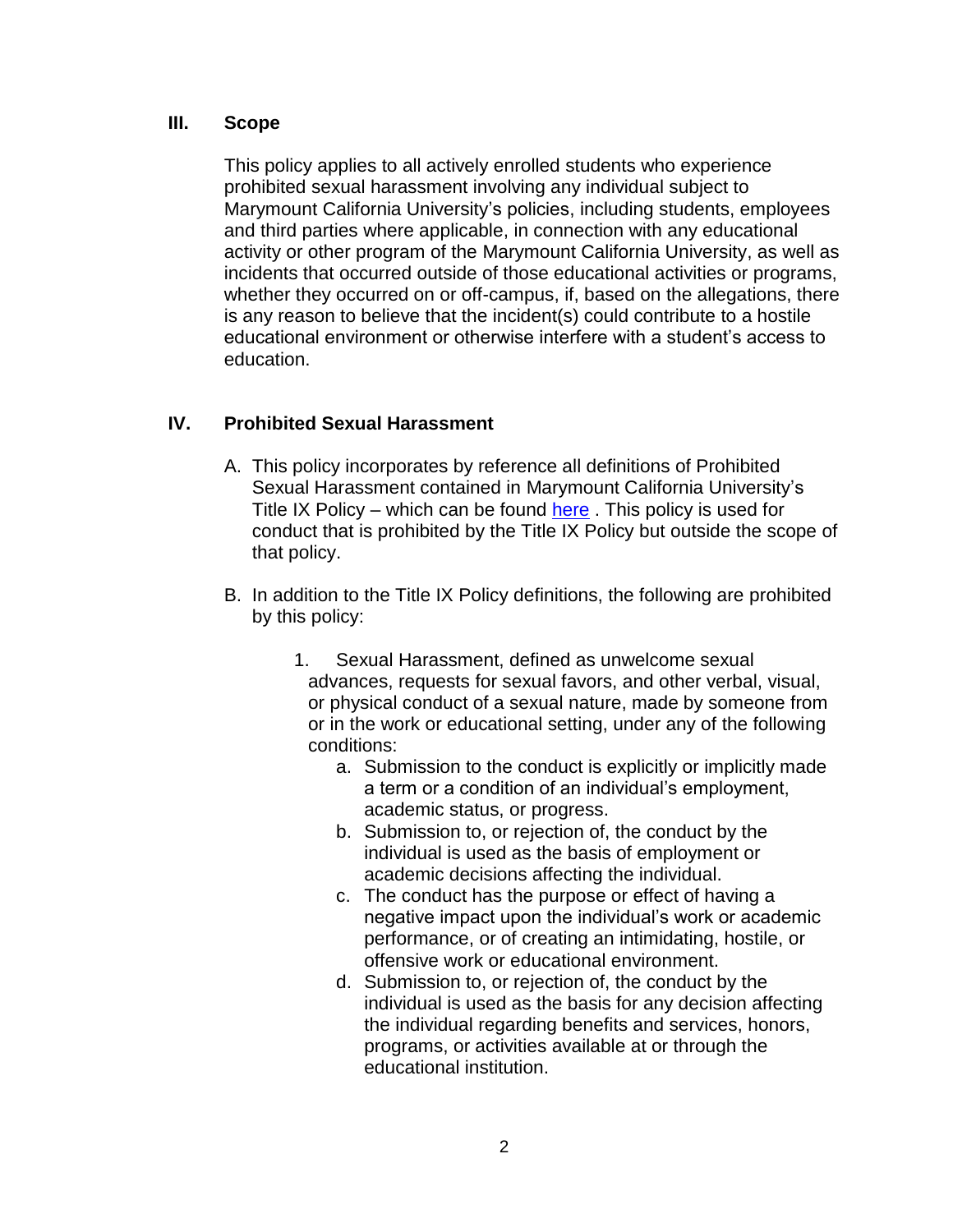## III. Scope

This policy applies to all actively enrolled students who experience prohibited sexual harassment involving any individual subject to Marymount California University's policies, including students, employees and third parties where applicable, in connection with any educational activity or other program of the Marymount California University, as well as incidents that occurred outside of those educational activities or programs, whether they occurred on or off-campus, if, based on the allegations, there is any reason to believe that the incident(s) could contribute to a hostile educational environment or otherwise interfere with a student's access to education.

## IV. Prohibited Sexual Harassment

A. This policy incorporates by reference all definitions of Prohibited Sexual Harassment contained in Marymount California University's Title IX Policy – which can be found here . This policy is used for conduct that is prohibited by the Title IX Policy but outside the scope of that policy.

B. In addition to the Title IX Policy definitions, the following are prohibited by this policy:

   1. Sexual Harassment, defined as unwelcome sexual advances, requests for sexual favors, and other verbal, visual, or physical conduct of a sexual nature, made by someone from or in the work or educational setting, under any of the following conditions:
      a. Submission to the conduct is explicitly or implicitly made a term or a condition of an individual's employment, academic status, or progress.
      b. Submission to, or rejection of, the conduct by the individual is used as the basis of employment or academic decisions affecting the individual.
      c. The conduct has the purpose or effect of having a negative impact upon the individual's work or academic performance, or of creating an intimidating, hostile, or offensive work or educational environment.
      d. Submission to, or rejection of, the conduct by the individual is used as the basis for any decision affecting the individual regarding benefits and services, honors, programs, or activities available at or through the educational institution.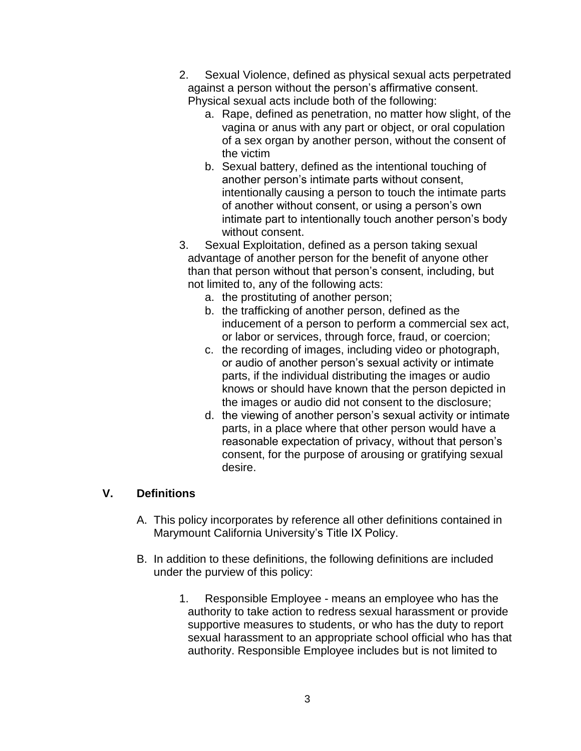2. Sexual Violence, defined as physical sexual acts perpetrated against a person without the person's affirmative consent. Physical sexual acts include both of the following:
    a. Rape, defined as penetration, no matter how slight, of the vagina or anus with any part or object, or oral copulation of a sex organ by another person, without the consent of the victim
    b. Sexual battery, defined as the intentional touching of another person's intimate parts without consent, intentionally causing a person to touch the intimate parts of another without consent, or using a person's own intimate part to intentionally touch another person's body without consent.
3. Sexual Exploitation, defined as a person taking sexual advantage of another person for the benefit of anyone other than that person without that person's consent, including, but not limited to, any of the following acts:
    a. the prostituting of another person;
    b. the trafficking of another person, defined as the inducement of a person to perform a commercial sex act, or labor or services, through force, fraud, or coercion;
    c. the recording of images, including video or photograph, or audio of another person's sexual activity or intimate parts, if the individual distributing the images or audio knows or should have known that the person depicted in the images or audio did not consent to the disclosure;
    d. the viewing of another person's sexual activity or intimate parts, in a place where that other person would have a reasonable expectation of privacy, without that person's consent, for the purpose of arousing or gratifying sexual desire.

## V. Definitions

A. This policy incorporates by reference all other definitions contained in Marymount California University's Title IX Policy.

B. In addition to these definitions, the following definitions are included under the purview of this policy:

1. Responsible Employee - means an employee who has the authority to take action to redress sexual harassment or provide supportive measures to students, or who has the duty to report sexual harassment to an appropriate school official who has that authority. Responsible Employee includes but is not limited to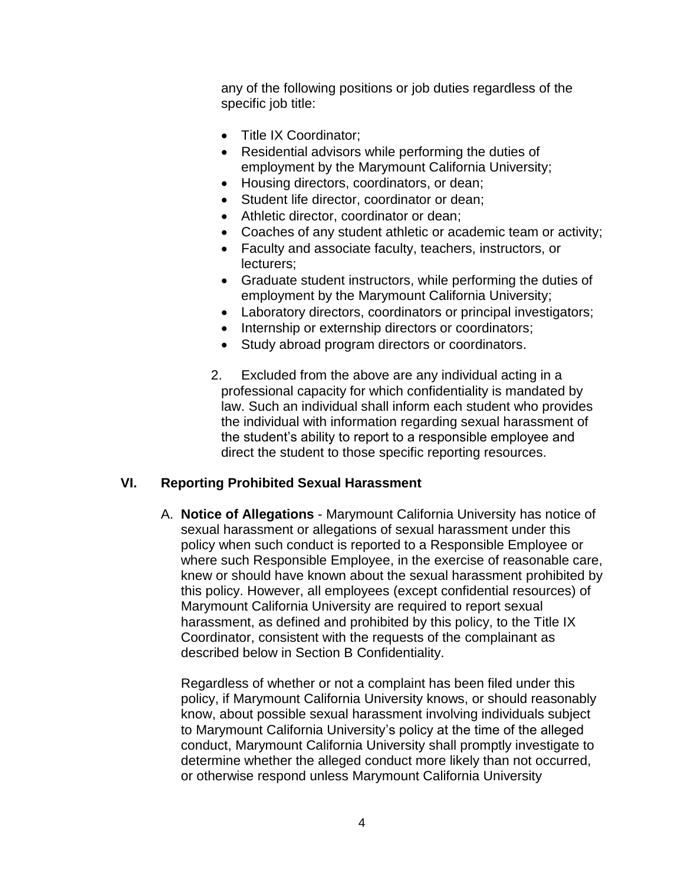any of the following positions or job duties regardless of the specific job title:

- Title IX Coordinator;
- Residential advisors while performing the duties of employment by the Marymount California University;
- Housing directors, coordinators, or dean;
- Student life director, coordinator or dean;
- Athletic director, coordinator or dean;
- Coaches of any student athletic or academic team or activity;
- Faculty and associate faculty, teachers, instructors, or lecturers;
- Graduate student instructors, while performing the duties of employment by the Marymount California University;
- Laboratory directors, coordinators or principal investigators;
- Internship or externship directors or coordinators;
- Study abroad program directors or coordinators.

2. Excluded from the above are any individual acting in a professional capacity for which confidentiality is mandated by law. Such an individual shall inform each student who provides the individual with information regarding sexual harassment of the student's ability to report to a responsible employee and direct the student to those specific reporting resources.

## VI. Reporting Prohibited Sexual Harassment

A. **Notice of Allegations** - Marymount California University has notice of sexual harassment or allegations of sexual harassment under this policy when such conduct is reported to a Responsible Employee or where such Responsible Employee, in the exercise of reasonable care, knew or should have known about the sexual harassment prohibited by this policy. However, all employees (except confidential resources) of Marymount California University are required to report sexual harassment, as defined and prohibited by this policy, to the Title IX Coordinator, consistent with the requests of the complainant as described below in Section B Confidentiality.

Regardless of whether or not a complaint has been filed under this policy, if Marymount California University knows, or should reasonably know, about possible sexual harassment involving individuals subject to Marymount California University's policy at the time of the alleged conduct, Marymount California University shall promptly investigate to determine whether the alleged conduct more likely than not occurred, or otherwise respond unless Marymount California University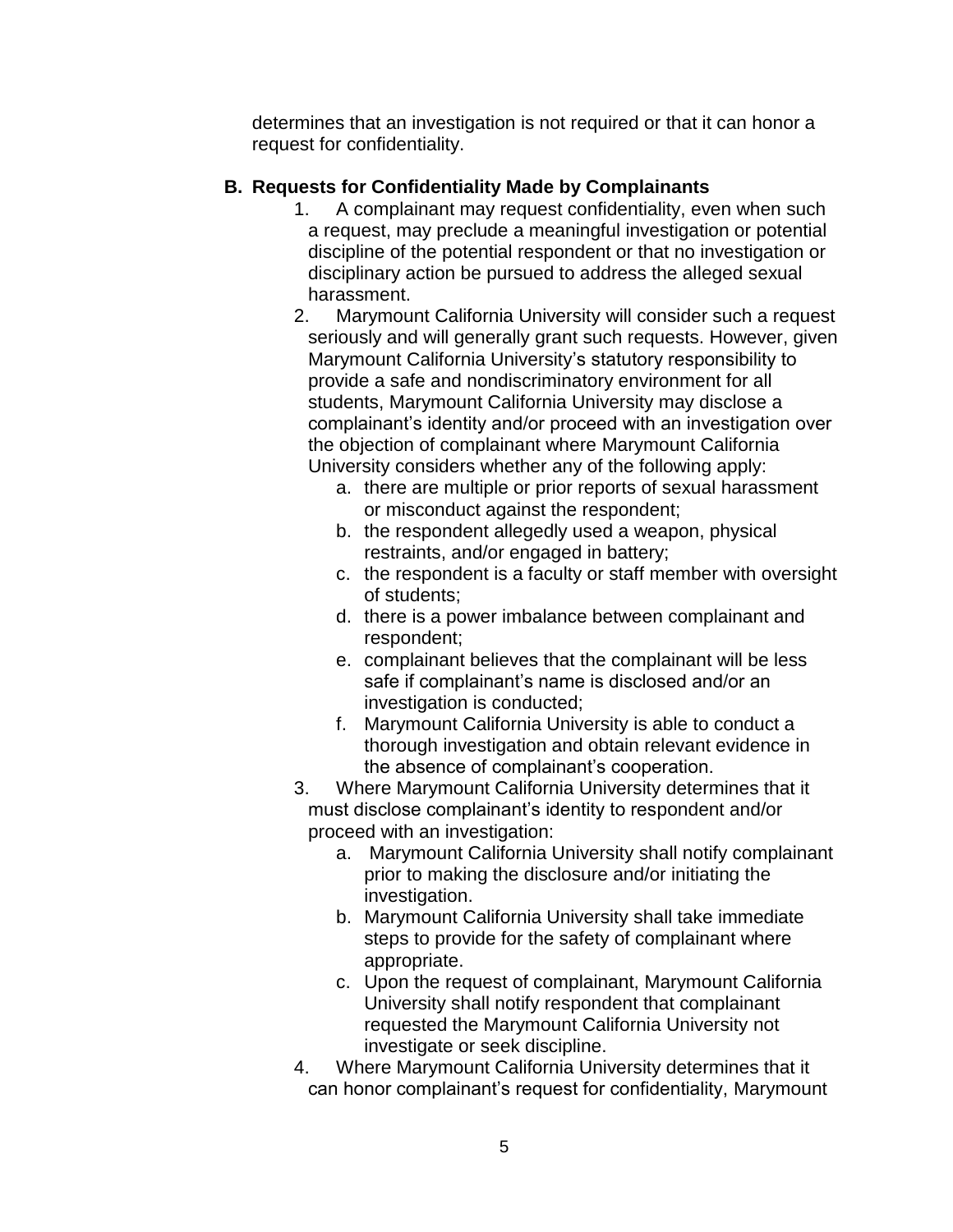determines that an investigation is not required or that it can honor a request for confidentiality.

### B. Requests for Confidentiality Made by Complainants

1. A complainant may request confidentiality, even when such a request, may preclude a meaningful investigation or potential discipline of the potential respondent or that no investigation or disciplinary action be pursued to address the alleged sexual harassment.
2. Marymount California University will consider such a request seriously and will generally grant such requests. However, given Marymount California University's statutory responsibility to provide a safe and nondiscriminatory environment for all students, Marymount California University may disclose a complainant's identity and/or proceed with an investigation over the objection of complainant where Marymount California University considers whether any of the following apply:
   a. there are multiple or prior reports of sexual harassment or misconduct against the respondent;
   b. the respondent allegedly used a weapon, physical restraints, and/or engaged in battery;
   c. the respondent is a faculty or staff member with oversight of students;
   d. there is a power imbalance between complainant and respondent;
   e. complainant believes that the complainant will be less safe if complainant's name is disclosed and/or an investigation is conducted;
   f. Marymount California University is able to conduct a thorough investigation and obtain relevant evidence in the absence of complainant's cooperation.
3. Where Marymount California University determines that it must disclose complainant's identity to respondent and/or proceed with an investigation:
   a. Marymount California University shall notify complainant prior to making the disclosure and/or initiating the investigation.
   b. Marymount California University shall take immediate steps to provide for the safety of complainant where appropriate.
   c. Upon the request of complainant, Marymount California University shall notify respondent that complainant requested the Marymount California University not investigate or seek discipline.
4. Where Marymount California University determines that it can honor complainant's request for confidentiality, Marymount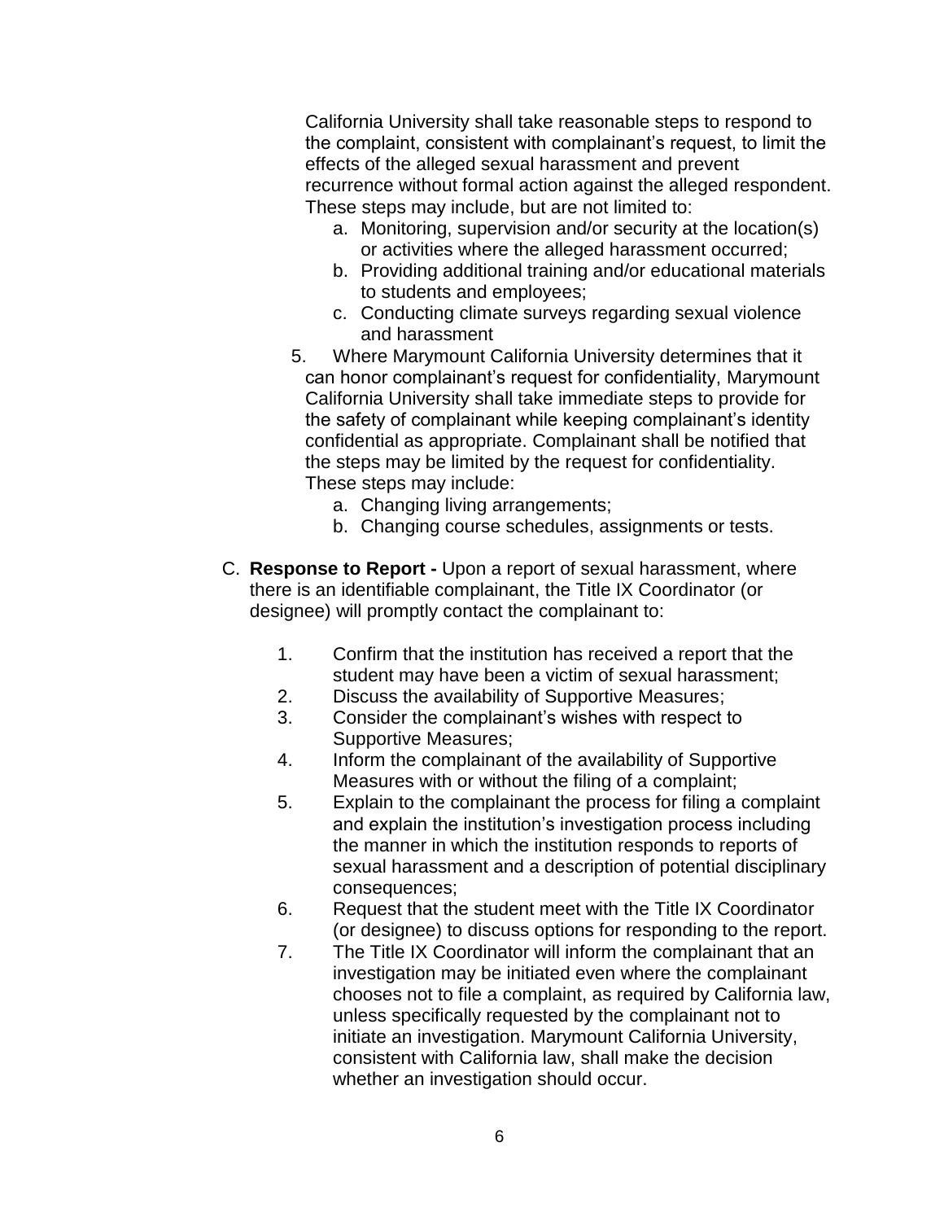California University shall take reasonable steps to respond to the complaint, consistent with complainant's request, to limit the effects of the alleged sexual harassment and prevent recurrence without formal action against the alleged respondent. These steps may include, but are not limited to:

   a. Monitoring, supervision and/or security at the location(s) or activities where the alleged harassment occurred;
   b. Providing additional training and/or educational materials to students and employees;
   c. Conducting climate surveys regarding sexual violence and harassment

5. Where Marymount California University determines that it can honor complainant's request for confidentiality, Marymount California University shall take immediate steps to provide for the safety of complainant while keeping complainant's identity confidential as appropriate. Complainant shall be notified that the steps may be limited by the request for confidentiality. These steps may include:
   a. Changing living arrangements;
   b. Changing course schedules, assignments or tests.

C. **Response to Report -** Upon a report of sexual harassment, where there is an identifiable complainant, the Title IX Coordinator (or designee) will promptly contact the complainant to:

   1. Confirm that the institution has received a report that the student may have been a victim of sexual harassment;
   2. Discuss the availability of Supportive Measures;
   3. Consider the complainant's wishes with respect to Supportive Measures;
   4. Inform the complainant of the availability of Supportive Measures with or without the filing of a complaint;
   5. Explain to the complainant the process for filing a complaint and explain the institution's investigation process including the manner in which the institution responds to reports of sexual harassment and a description of potential disciplinary consequences;
   6. Request that the student meet with the Title IX Coordinator (or designee) to discuss options for responding to the report.
   7. The Title IX Coordinator will inform the complainant that an investigation may be initiated even where the complainant chooses not to file a complaint, as required by California law, unless specifically requested by the complainant not to initiate an investigation. Marymount California University, consistent with California law, shall make the decision whether an investigation should occur.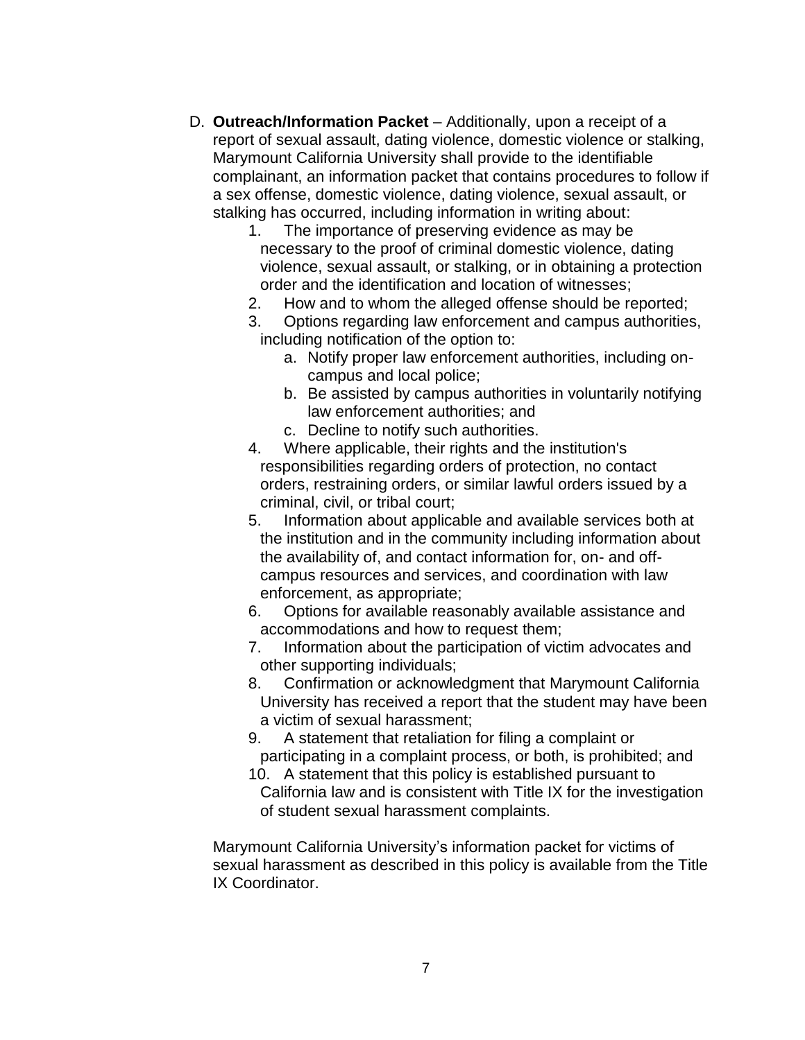D. **Outreach/Information Packet** – Additionally, upon a receipt of a report of sexual assault, dating violence, domestic violence or stalking, Marymount California University shall provide to the identifiable complainant, an information packet that contains procedures to follow if a sex offense, domestic violence, dating violence, sexual assault, or stalking has occurred, including information in writing about:

   1. The importance of preserving evidence as may be necessary to the proof of criminal domestic violence, dating violence, sexual assault, or stalking, or in obtaining a protection order and the identification and location of witnesses;
   2. How and to whom the alleged offense should be reported;
   3. Options regarding law enforcement and campus authorities, including notification of the option to:
      a. Notify proper law enforcement authorities, including on-campus and local police;
      b. Be assisted by campus authorities in voluntarily notifying law enforcement authorities; and
      c. Decline to notify such authorities.
   4. Where applicable, their rights and the institution's responsibilities regarding orders of protection, no contact orders, restraining orders, or similar lawful orders issued by a criminal, civil, or tribal court;
   5. Information about applicable and available services both at the institution and in the community including information about the availability of, and contact information for, on- and off-campus resources and services, and coordination with law enforcement, as appropriate;
   6. Options for available reasonably available assistance and accommodations and how to request them;
   7. Information about the participation of victim advocates and other supporting individuals;
   8. Confirmation or acknowledgment that Marymount California University has received a report that the student may have been a victim of sexual harassment;
   9. A statement that retaliation for filing a complaint or participating in a complaint process, or both, is prohibited; and
   10. A statement that this policy is established pursuant to California law and is consistent with Title IX for the investigation of student sexual harassment complaints.

   Marymount California University's information packet for victims of sexual harassment as described in this policy is available from the Title IX Coordinator.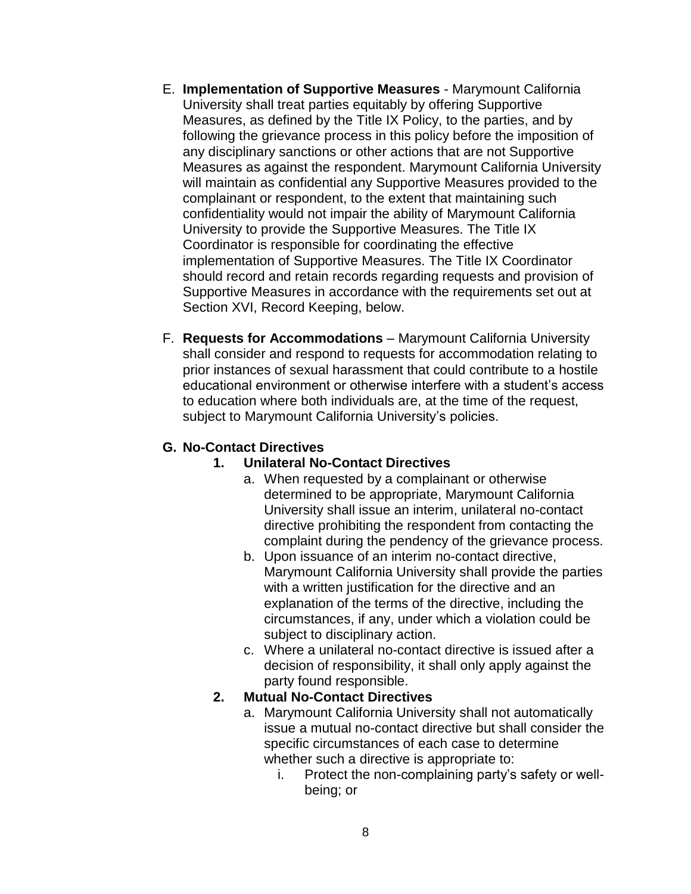E. **Implementation of Supportive Measures** - Marymount California University shall treat parties equitably by offering Supportive Measures, as defined by the Title IX Policy, to the parties, and by following the grievance process in this policy before the imposition of any disciplinary sanctions or other actions that are not Supportive Measures as against the respondent. Marymount California University will maintain as confidential any Supportive Measures provided to the complainant or respondent, to the extent that maintaining such confidentiality would not impair the ability of Marymount California University to provide the Supportive Measures. The Title IX Coordinator is responsible for coordinating the effective implementation of Supportive Measures. The Title IX Coordinator should record and retain records regarding requests and provision of Supportive Measures in accordance with the requirements set out at Section XVI, Record Keeping, below.

F. **Requests for Accommodations** – Marymount California University shall consider and respond to requests for accommodation relating to prior instances of sexual harassment that could contribute to a hostile educational environment or otherwise interfere with a student's access to education where both individuals are, at the time of the request, subject to Marymount California University's policies.

**G. No-Contact Directives**

1. **Unilateral No-Contact Directives**
   a. When requested by a complainant or otherwise determined to be appropriate, Marymount California University shall issue an interim, unilateral no-contact directive prohibiting the respondent from contacting the complaint during the pendency of the grievance process.
   b. Upon issuance of an interim no-contact directive, Marymount California University shall provide the parties with a written justification for the directive and an explanation of the terms of the directive, including the circumstances, if any, under which a violation could be subject to disciplinary action.
   c. Where a unilateral no-contact directive is issued after a decision of responsibility, it shall only apply against the party found responsible.

2. **Mutual No-Contact Directives**
   a. Marymount California University shall not automatically issue a mutual no-contact directive but shall consider the specific circumstances of each case to determine whether such a directive is appropriate to:
      i. Protect the non-complaining party's safety or well-being; or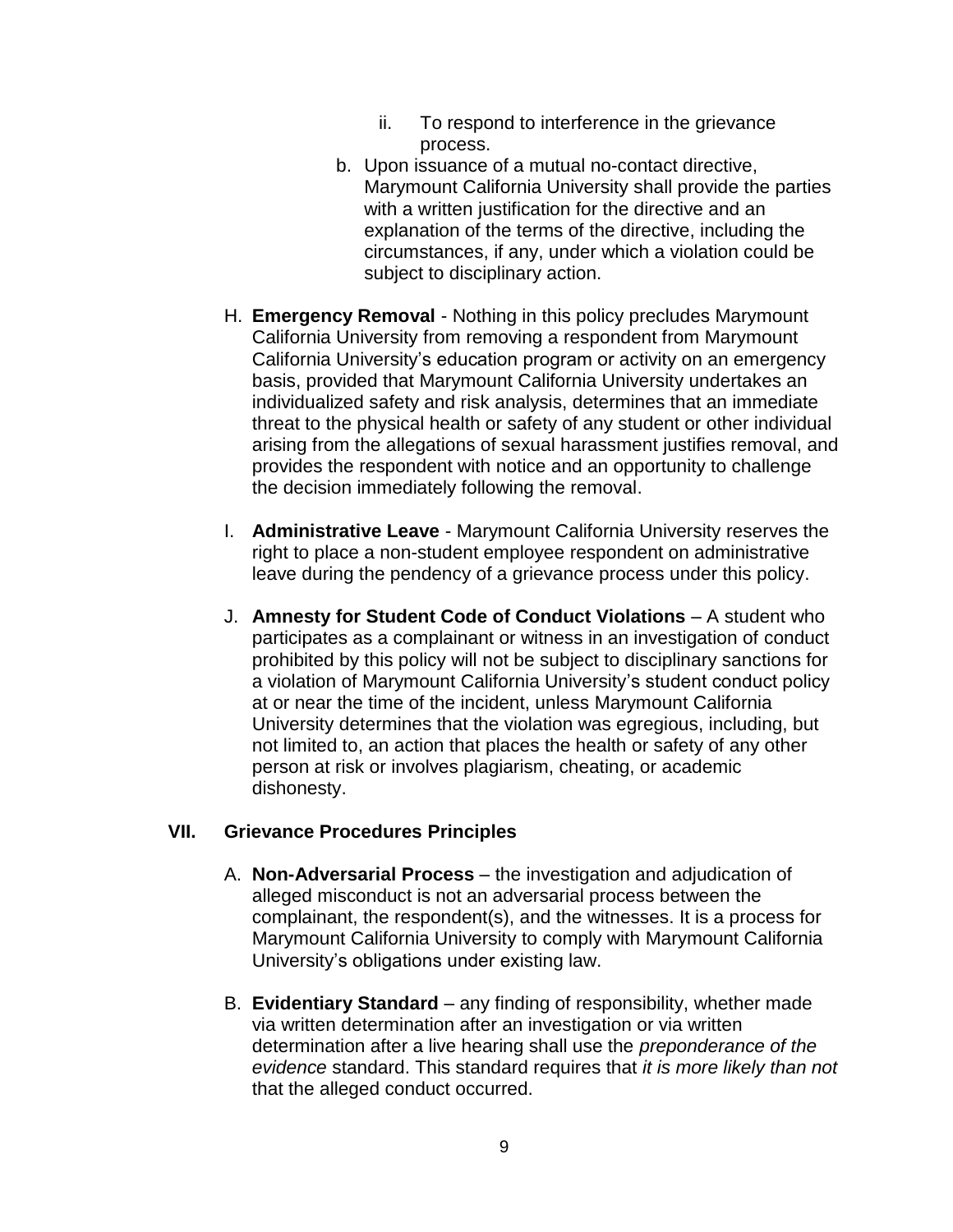ii. To respond to interference in the grievance process.

b. Upon issuance of a mutual no-contact directive, Marymount California University shall provide the parties with a written justification for the directive and an explanation of the terms of the directive, including the circumstances, if any, under which a violation could be subject to disciplinary action.

H. **Emergency Removal** - Nothing in this policy precludes Marymount California University from removing a respondent from Marymount California University's education program or activity on an emergency basis, provided that Marymount California University undertakes an individualized safety and risk analysis, determines that an immediate threat to the physical health or safety of any student or other individual arising from the allegations of sexual harassment justifies removal, and provides the respondent with notice and an opportunity to challenge the decision immediately following the removal.

I. **Administrative Leave** - Marymount California University reserves the right to place a non-student employee respondent on administrative leave during the pendency of a grievance process under this policy.

J. **Amnesty for Student Code of Conduct Violations** – A student who participates as a complainant or witness in an investigation of conduct prohibited by this policy will not be subject to disciplinary sanctions for a violation of Marymount California University's student conduct policy at or near the time of the incident, unless Marymount California University determines that the violation was egregious, including, but not limited to, an action that places the health or safety of any other person at risk or involves plagiarism, cheating, or academic dishonesty.

## VII. Grievance Procedures Principles

A. **Non-Adversarial Process** – the investigation and adjudication of alleged misconduct is not an adversarial process between the complainant, the respondent(s), and the witnesses. It is a process for Marymount California University to comply with Marymount California University's obligations under existing law.

B. **Evidentiary Standard** – any finding of responsibility, whether made via written determination after an investigation or via written determination after a live hearing shall use the *preponderance of the evidence* standard. This standard requires that *it is more likely than not* that the alleged conduct occurred.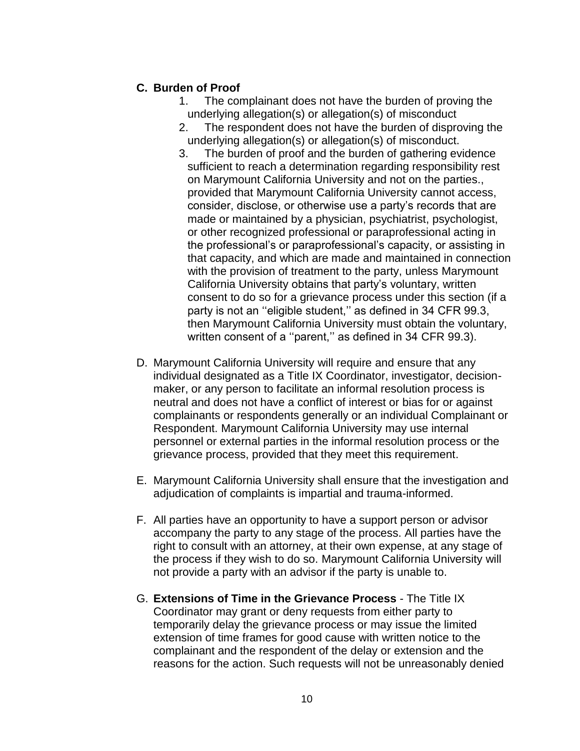**C. Burden of Proof**

1. The complainant does not have the burden of proving the underlying allegation(s) or allegation(s) of misconduct
2. The respondent does not have the burden of disproving the underlying allegation(s) or allegation(s) of misconduct.
3. The burden of proof and the burden of gathering evidence sufficient to reach a determination regarding responsibility rest on Marymount California University and not on the parties., provided that Marymount California University cannot access, consider, disclose, or otherwise use a party's records that are made or maintained by a physician, psychiatrist, psychologist, or other recognized professional or paraprofessional acting in the professional's or paraprofessional's capacity, or assisting in that capacity, and which are made and maintained in connection with the provision of treatment to the party, unless Marymount California University obtains that party's voluntary, written consent to do so for a grievance process under this section (if a party is not an ''eligible student,'' as defined in 34 CFR 99.3, then Marymount California University must obtain the voluntary, written consent of a ''parent,'' as defined in 34 CFR 99.3).

D. Marymount California University will require and ensure that any individual designated as a Title IX Coordinator, investigator, decision-maker, or any person to facilitate an informal resolution process is neutral and does not have a conflict of interest or bias for or against complainants or respondents generally or an individual Complainant or Respondent. Marymount California University may use internal personnel or external parties in the informal resolution process or the grievance process, provided that they meet this requirement.

E. Marymount California University shall ensure that the investigation and adjudication of complaints is impartial and trauma-informed.

F. All parties have an opportunity to have a support person or advisor accompany the party to any stage of the process. All parties have the right to consult with an attorney, at their own expense, at any stage of the process if they wish to do so. Marymount California University will not provide a party with an advisor if the party is unable to.

G. **Extensions of Time in the Grievance Process** - The Title IX Coordinator may grant or deny requests from either party to temporarily delay the grievance process or may issue the limited extension of time frames for good cause with written notice to the complainant and the respondent of the delay or extension and the reasons for the action. Such requests will not be unreasonably denied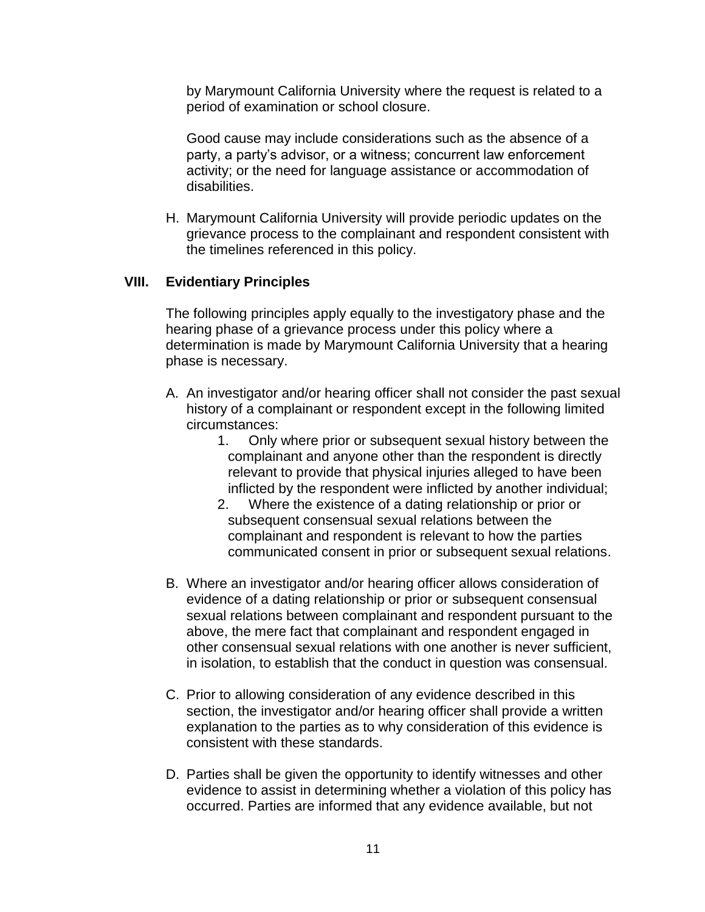by Marymount California University where the request is related to a period of examination or school closure.

Good cause may include considerations such as the absence of a party, a party's advisor, or a witness; concurrent law enforcement activity; or the need for language assistance or accommodation of disabilities.

H. Marymount California University will provide periodic updates on the grievance process to the complainant and respondent consistent with the timelines referenced in this policy.

## VIII. Evidentiary Principles

The following principles apply equally to the investigatory phase and the hearing phase of a grievance process under this policy where a determination is made by Marymount California University that a hearing phase is necessary.

A. An investigator and/or hearing officer shall not consider the past sexual history of a complainant or respondent except in the following limited circumstances:
   1. Only where prior or subsequent sexual history between the complainant and anyone other than the respondent is directly relevant to provide that physical injuries alleged to have been inflicted by the respondent were inflicted by another individual;
   2. Where the existence of a dating relationship or prior or subsequent consensual sexual relations between the complainant and respondent is relevant to how the parties communicated consent in prior or subsequent sexual relations.

B. Where an investigator and/or hearing officer allows consideration of evidence of a dating relationship or prior or subsequent consensual sexual relations between complainant and respondent pursuant to the above, the mere fact that complainant and respondent engaged in other consensual sexual relations with one another is never sufficient, in isolation, to establish that the conduct in question was consensual.

C. Prior to allowing consideration of any evidence described in this section, the investigator and/or hearing officer shall provide a written explanation to the parties as to why consideration of this evidence is consistent with these standards.

D. Parties shall be given the opportunity to identify witnesses and other evidence to assist in determining whether a violation of this policy has occurred. Parties are informed that any evidence available, but not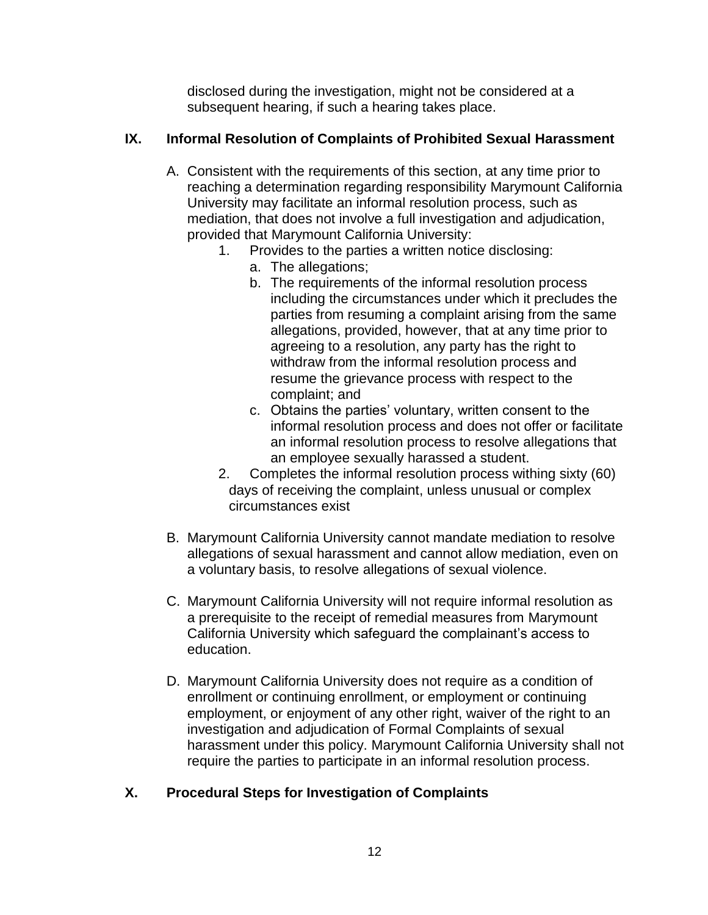disclosed during the investigation, might not be considered at a subsequent hearing, if such a hearing takes place.

## IX. Informal Resolution of Complaints of Prohibited Sexual Harassment

A. Consistent with the requirements of this section, at any time prior to reaching a determination regarding responsibility Marymount California University may facilitate an informal resolution process, such as mediation, that does not involve a full investigation and adjudication, provided that Marymount California University:

1. Provides to the parties a written notice disclosing:
   a. The allegations;
   b. The requirements of the informal resolution process including the circumstances under which it precludes the parties from resuming a complaint arising from the same allegations, provided, however, that at any time prior to agreeing to a resolution, any party has the right to withdraw from the informal resolution process and resume the grievance process with respect to the complaint; and
   c. Obtains the parties' voluntary, written consent to the informal resolution process and does not offer or facilitate an informal resolution process to resolve allegations that an employee sexually harassed a student.
2. Completes the informal resolution process withing sixty (60) days of receiving the complaint, unless unusual or complex circumstances exist

B. Marymount California University cannot mandate mediation to resolve allegations of sexual harassment and cannot allow mediation, even on a voluntary basis, to resolve allegations of sexual violence.

C. Marymount California University will not require informal resolution as a prerequisite to the receipt of remedial measures from Marymount California University which safeguard the complainant's access to education.

D. Marymount California University does not require as a condition of enrollment or continuing enrollment, or employment or continuing employment, or enjoyment of any other right, waiver of the right to an investigation and adjudication of Formal Complaints of sexual harassment under this policy. Marymount California University shall not require the parties to participate in an informal resolution process.

## X. Procedural Steps for Investigation of Complaints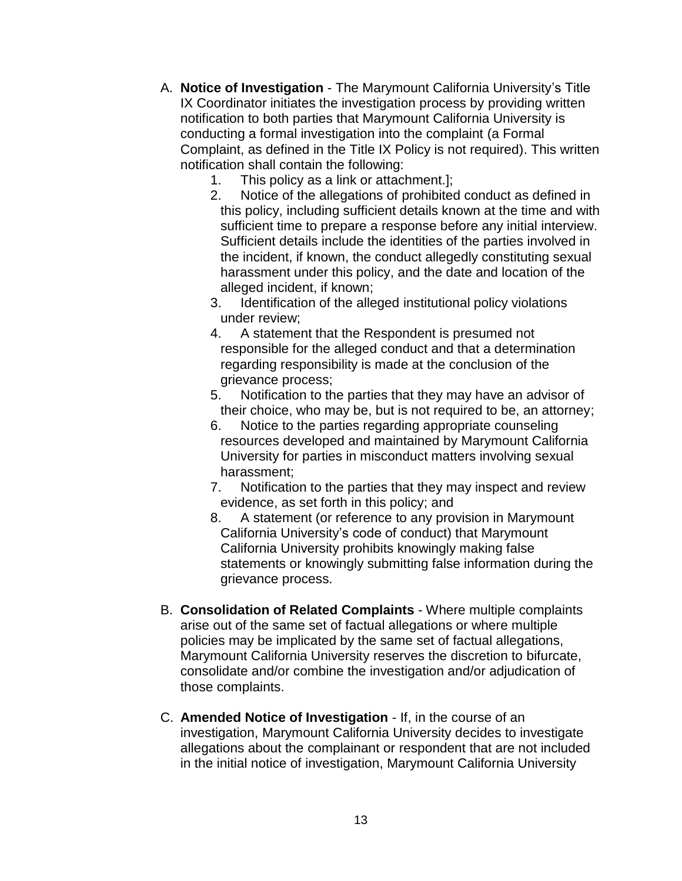A. **Notice of Investigation** - The Marymount California University's Title IX Coordinator initiates the investigation process by providing written notification to both parties that Marymount California University is conducting a formal investigation into the complaint (a Formal Complaint, as defined in the Title IX Policy is not required). This written notification shall contain the following:
    1. This policy as a link or attachment.];
    2. Notice of the allegations of prohibited conduct as defined in this policy, including sufficient details known at the time and with sufficient time to prepare a response before any initial interview. Sufficient details include the identities of the parties involved in the incident, if known, the conduct allegedly constituting sexual harassment under this policy, and the date and location of the alleged incident, if known;
    3. Identification of the alleged institutional policy violations under review;
    4. A statement that the Respondent is presumed not responsible for the alleged conduct and that a determination regarding responsibility is made at the conclusion of the grievance process;
    5. Notification to the parties that they may have an advisor of their choice, who may be, but is not required to be, an attorney;
    6. Notice to the parties regarding appropriate counseling resources developed and maintained by Marymount California University for parties in misconduct matters involving sexual harassment;
    7. Notification to the parties that they may inspect and review evidence, as set forth in this policy; and
    8. A statement (or reference to any provision in Marymount California University's code of conduct) that Marymount California University prohibits knowingly making false statements or knowingly submitting false information during the grievance process.

B. **Consolidation of Related Complaints** - Where multiple complaints arise out of the same set of factual allegations or where multiple policies may be implicated by the same set of factual allegations, Marymount California University reserves the discretion to bifurcate, consolidate and/or combine the investigation and/or adjudication of those complaints.

C. **Amended Notice of Investigation** - If, in the course of an investigation, Marymount California University decides to investigate allegations about the complainant or respondent that are not included in the initial notice of investigation, Marymount California University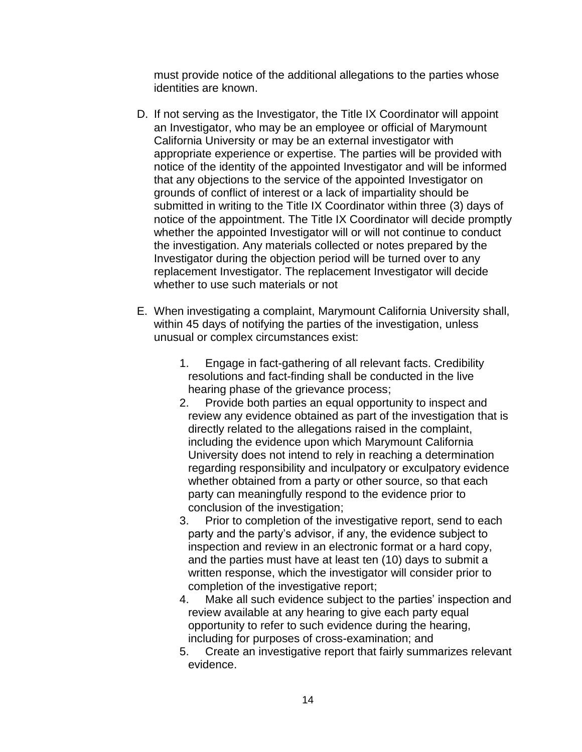must provide notice of the additional allegations to the parties whose identities are known.

D. If not serving as the Investigator, the Title IX Coordinator will appoint an Investigator, who may be an employee or official of Marymount California University or may be an external investigator with appropriate experience or expertise. The parties will be provided with notice of the identity of the appointed Investigator and will be informed that any objections to the service of the appointed Investigator on grounds of conflict of interest or a lack of impartiality should be submitted in writing to the Title IX Coordinator within three (3) days of notice of the appointment. The Title IX Coordinator will decide promptly whether the appointed Investigator will or will not continue to conduct the investigation. Any materials collected or notes prepared by the Investigator during the objection period will be turned over to any replacement Investigator. The replacement Investigator will decide whether to use such materials or not

E. When investigating a complaint, Marymount California University shall, within 45 days of notifying the parties of the investigation, unless unusual or complex circumstances exist:

   1. Engage in fact-gathering of all relevant facts. Credibility resolutions and fact-finding shall be conducted in the live hearing phase of the grievance process;
   2. Provide both parties an equal opportunity to inspect and review any evidence obtained as part of the investigation that is directly related to the allegations raised in the complaint, including the evidence upon which Marymount California University does not intend to rely in reaching a determination regarding responsibility and inculpatory or exculpatory evidence whether obtained from a party or other source, so that each party can meaningfully respond to the evidence prior to conclusion of the investigation;
   3. Prior to completion of the investigative report, send to each party and the party's advisor, if any, the evidence subject to inspection and review in an electronic format or a hard copy, and the parties must have at least ten (10) days to submit a written response, which the investigator will consider prior to completion of the investigative report;
   4. Make all such evidence subject to the parties' inspection and review available at any hearing to give each party equal opportunity to refer to such evidence during the hearing, including for purposes of cross-examination; and
   5. Create an investigative report that fairly summarizes relevant evidence.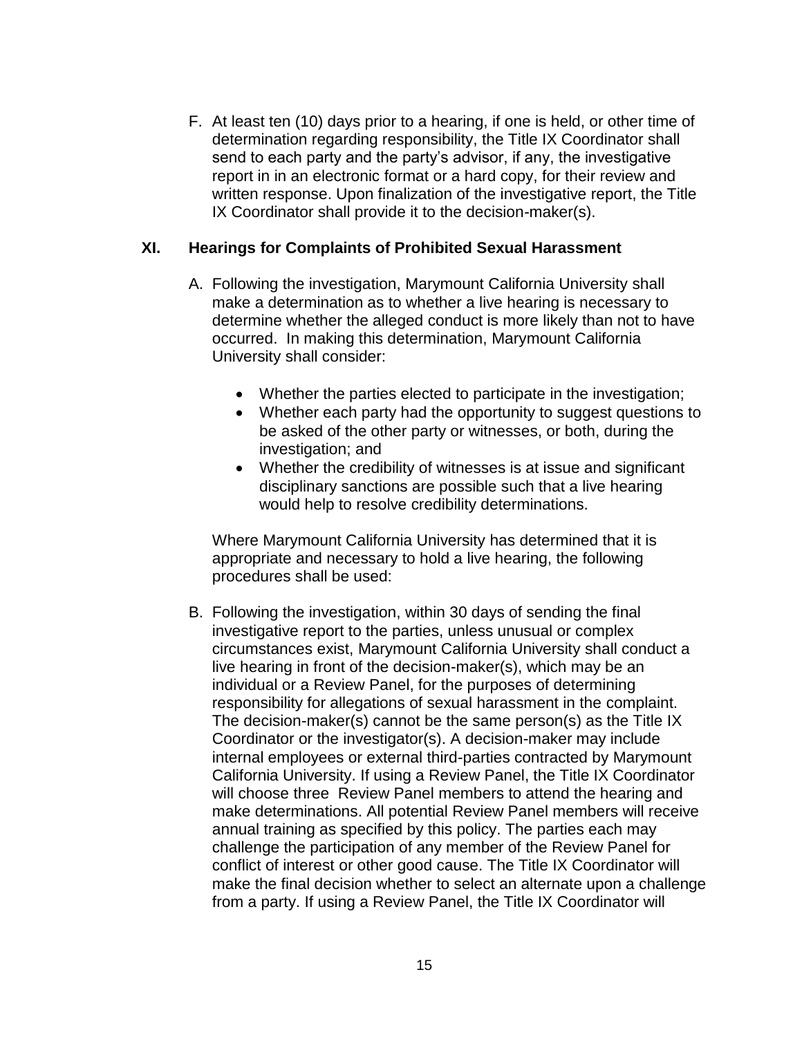F. At least ten (10) days prior to a hearing, if one is held, or other time of determination regarding responsibility, the Title IX Coordinator shall send to each party and the party's advisor, if any, the investigative report in in an electronic format or a hard copy, for their review and written response. Upon finalization of the investigative report, the Title IX Coordinator shall provide it to the decision-maker(s).

## XI. Hearings for Complaints of Prohibited Sexual Harassment

A. Following the investigation, Marymount California University shall make a determination as to whether a live hearing is necessary to determine whether the alleged conduct is more likely than not to have occurred. In making this determination, Marymount California University shall consider:

- Whether the parties elected to participate in the investigation;
- Whether each party had the opportunity to suggest questions to be asked of the other party or witnesses, or both, during the investigation; and
- Whether the credibility of witnesses is at issue and significant disciplinary sanctions are possible such that a live hearing would help to resolve credibility determinations.

Where Marymount California University has determined that it is appropriate and necessary to hold a live hearing, the following procedures shall be used:

B. Following the investigation, within 30 days of sending the final investigative report to the parties, unless unusual or complex circumstances exist, Marymount California University shall conduct a live hearing in front of the decision-maker(s), which may be an individual or a Review Panel, for the purposes of determining responsibility for allegations of sexual harassment in the complaint. The decision-maker(s) cannot be the same person(s) as the Title IX Coordinator or the investigator(s). A decision-maker may include internal employees or external third-parties contracted by Marymount California University. If using a Review Panel, the Title IX Coordinator will choose three Review Panel members to attend the hearing and make determinations. All potential Review Panel members will receive annual training as specified by this policy. The parties each may challenge the participation of any member of the Review Panel for conflict of interest or other good cause. The Title IX Coordinator will make the final decision whether to select an alternate upon a challenge from a party. If using a Review Panel, the Title IX Coordinator will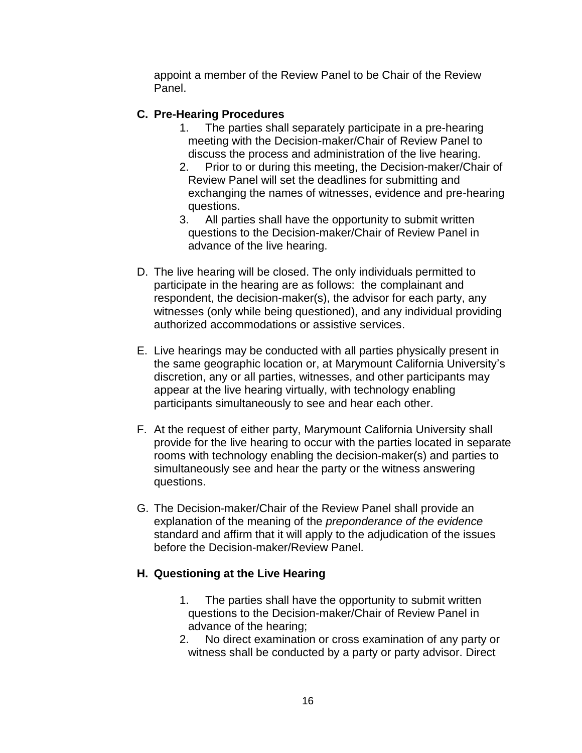appoint a member of the Review Panel to be Chair of the Review Panel.

**C. Pre-Hearing Procedures**

1. The parties shall separately participate in a pre-hearing meeting with the Decision-maker/Chair of Review Panel to discuss the process and administration of the live hearing.
2. Prior to or during this meeting, the Decision-maker/Chair of Review Panel will set the deadlines for submitting and exchanging the names of witnesses, evidence and pre-hearing questions.
3. All parties shall have the opportunity to submit written questions to the Decision-maker/Chair of Review Panel in advance of the live hearing.

D. The live hearing will be closed. The only individuals permitted to participate in the hearing are as follows: the complainant and respondent, the decision-maker(s), the advisor for each party, any witnesses (only while being questioned), and any individual providing authorized accommodations or assistive services.

E. Live hearings may be conducted with all parties physically present in the same geographic location or, at Marymount California University's discretion, any or all parties, witnesses, and other participants may appear at the live hearing virtually, with technology enabling participants simultaneously to see and hear each other.

F. At the request of either party, Marymount California University shall provide for the live hearing to occur with the parties located in separate rooms with technology enabling the decision-maker(s) and parties to simultaneously see and hear the party or the witness answering questions.

G. The Decision-maker/Chair of the Review Panel shall provide an explanation of the meaning of the *preponderance of the evidence* standard and affirm that it will apply to the adjudication of the issues before the Decision-maker/Review Panel.

**H. Questioning at the Live Hearing**

1. The parties shall have the opportunity to submit written questions to the Decision-maker/Chair of Review Panel in advance of the hearing;
2. No direct examination or cross examination of any party or witness shall be conducted by a party or party advisor. Direct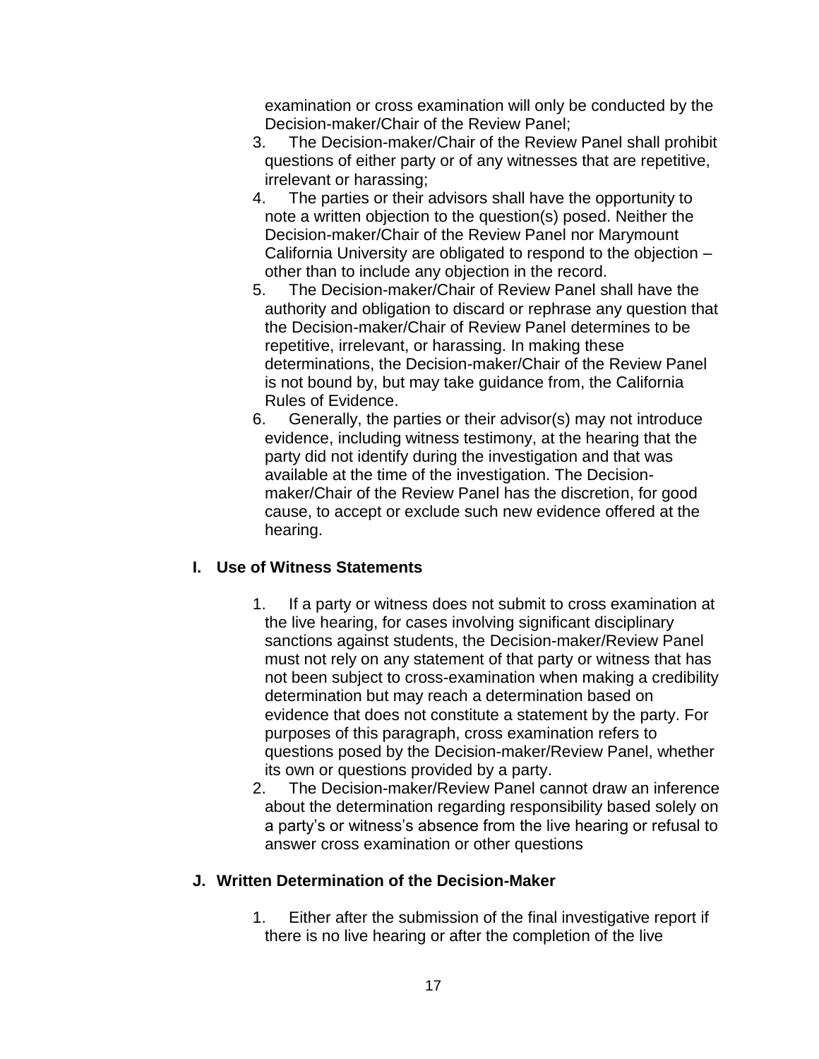examination or cross examination will only be conducted by the Decision-maker/Chair of the Review Panel;

3. The Decision-maker/Chair of the Review Panel shall prohibit questions of either party or of any witnesses that are repetitive, irrelevant or harassing;
4. The parties or their advisors shall have the opportunity to note a written objection to the question(s) posed. Neither the Decision-maker/Chair of the Review Panel nor Marymount California University are obligated to respond to the objection – other than to include any objection in the record.
5. The Decision-maker/Chair of Review Panel shall have the authority and obligation to discard or rephrase any question that the Decision-maker/Chair of Review Panel determines to be repetitive, irrelevant, or harassing. In making these determinations, the Decision-maker/Chair of the Review Panel is not bound by, but may take guidance from, the California Rules of Evidence.
6. Generally, the parties or their advisor(s) may not introduce evidence, including witness testimony, at the hearing that the party did not identify during the investigation and that was available at the time of the investigation. The Decision-maker/Chair of the Review Panel has the discretion, for good cause, to accept or exclude such new evidence offered at the hearing.

## I. Use of Witness Statements

1. If a party or witness does not submit to cross examination at the live hearing, for cases involving significant disciplinary sanctions against students, the Decision-maker/Review Panel must not rely on any statement of that party or witness that has not been subject to cross-examination when making a credibility determination but may reach a determination based on evidence that does not constitute a statement by the party. For purposes of this paragraph, cross examination refers to questions posed by the Decision-maker/Review Panel, whether its own or questions provided by a party.
2. The Decision-maker/Review Panel cannot draw an inference about the determination regarding responsibility based solely on a party's or witness's absence from the live hearing or refusal to answer cross examination or other questions

## J. Written Determination of the Decision-Maker

1. Either after the submission of the final investigative report if there is no live hearing or after the completion of the live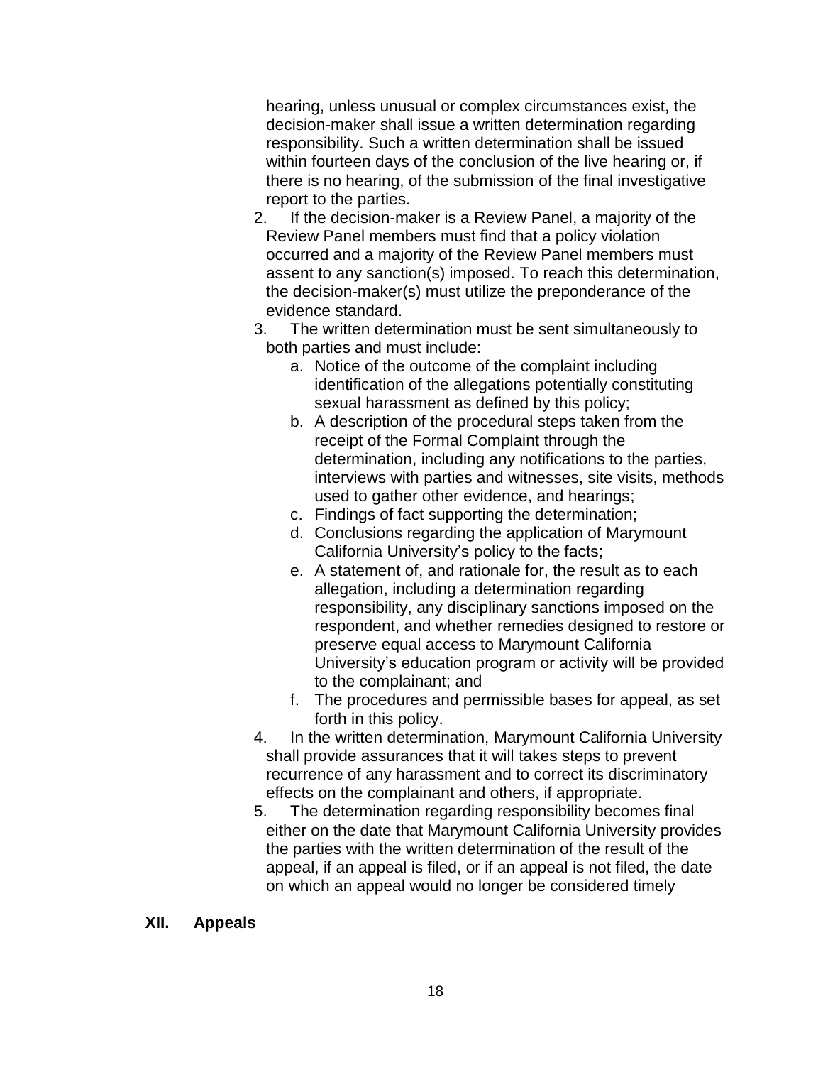hearing, unless unusual or complex circumstances exist, the decision-maker shall issue a written determination regarding responsibility. Such a written determination shall be issued within fourteen days of the conclusion of the live hearing or, if there is no hearing, of the submission of the final investigative report to the parties.

2. If the decision-maker is a Review Panel, a majority of the Review Panel members must find that a policy violation occurred and a majority of the Review Panel members must assent to any sanction(s) imposed. To reach this determination, the decision-maker(s) must utilize the preponderance of the evidence standard.
3. The written determination must be sent simultaneously to both parties and must include:
   a. Notice of the outcome of the complaint including identification of the allegations potentially constituting sexual harassment as defined by this policy;
   b. A description of the procedural steps taken from the receipt of the Formal Complaint through the determination, including any notifications to the parties, interviews with parties and witnesses, site visits, methods used to gather other evidence, and hearings;
   c. Findings of fact supporting the determination;
   d. Conclusions regarding the application of Marymount California University's policy to the facts;
   e. A statement of, and rationale for, the result as to each allegation, including a determination regarding responsibility, any disciplinary sanctions imposed on the respondent, and whether remedies designed to restore or preserve equal access to Marymount California University's education program or activity will be provided to the complainant; and
   f. The procedures and permissible bases for appeal, as set forth in this policy.
4. In the written determination, Marymount California University shall provide assurances that it will takes steps to prevent recurrence of any harassment and to correct its discriminatory effects on the complainant and others, if appropriate.
5. The determination regarding responsibility becomes final either on the date that Marymount California University provides the parties with the written determination of the result of the appeal, if an appeal is filed, or if an appeal is not filed, the date on which an appeal would no longer be considered timely

## XII. Appeals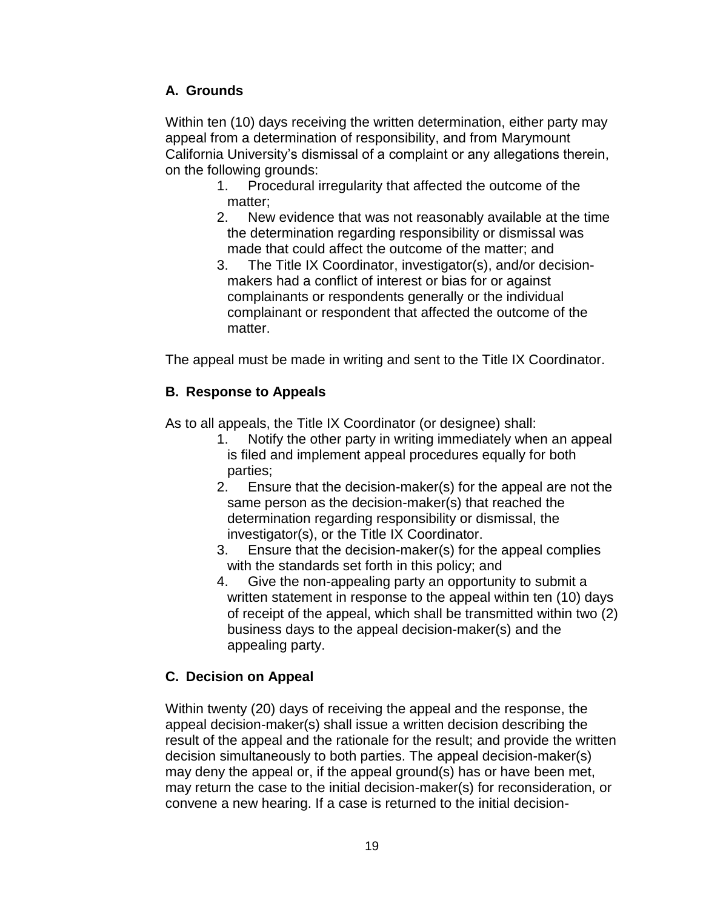### A. Grounds

Within ten (10) days receiving the written determination, either party may appeal from a determination of responsibility, and from Marymount California University's dismissal of a complaint or any allegations therein, on the following grounds:

1. Procedural irregularity that affected the outcome of the matter;
2. New evidence that was not reasonably available at the time the determination regarding responsibility or dismissal was made that could affect the outcome of the matter; and
3. The Title IX Coordinator, investigator(s), and/or decision-makers had a conflict of interest or bias for or against complainants or respondents generally or the individual complainant or respondent that affected the outcome of the matter.

The appeal must be made in writing and sent to the Title IX Coordinator.

### B. Response to Appeals

As to all appeals, the Title IX Coordinator (or designee) shall:

1. Notify the other party in writing immediately when an appeal is filed and implement appeal procedures equally for both parties;
2. Ensure that the decision-maker(s) for the appeal are not the same person as the decision-maker(s) that reached the determination regarding responsibility or dismissal, the investigator(s), or the Title IX Coordinator.
3. Ensure that the decision-maker(s) for the appeal complies with the standards set forth in this policy; and
4. Give the non-appealing party an opportunity to submit a written statement in response to the appeal within ten (10) days of receipt of the appeal, which shall be transmitted within two (2) business days to the appeal decision-maker(s) and the appealing party.

### C. Decision on Appeal

Within twenty (20) days of receiving the appeal and the response, the appeal decision-maker(s) shall issue a written decision describing the result of the appeal and the rationale for the result; and provide the written decision simultaneously to both parties. The appeal decision-maker(s) may deny the appeal or, if the appeal ground(s) has or have been met, may return the case to the initial decision-maker(s) for reconsideration, or convene a new hearing. If a case is returned to the initial decision-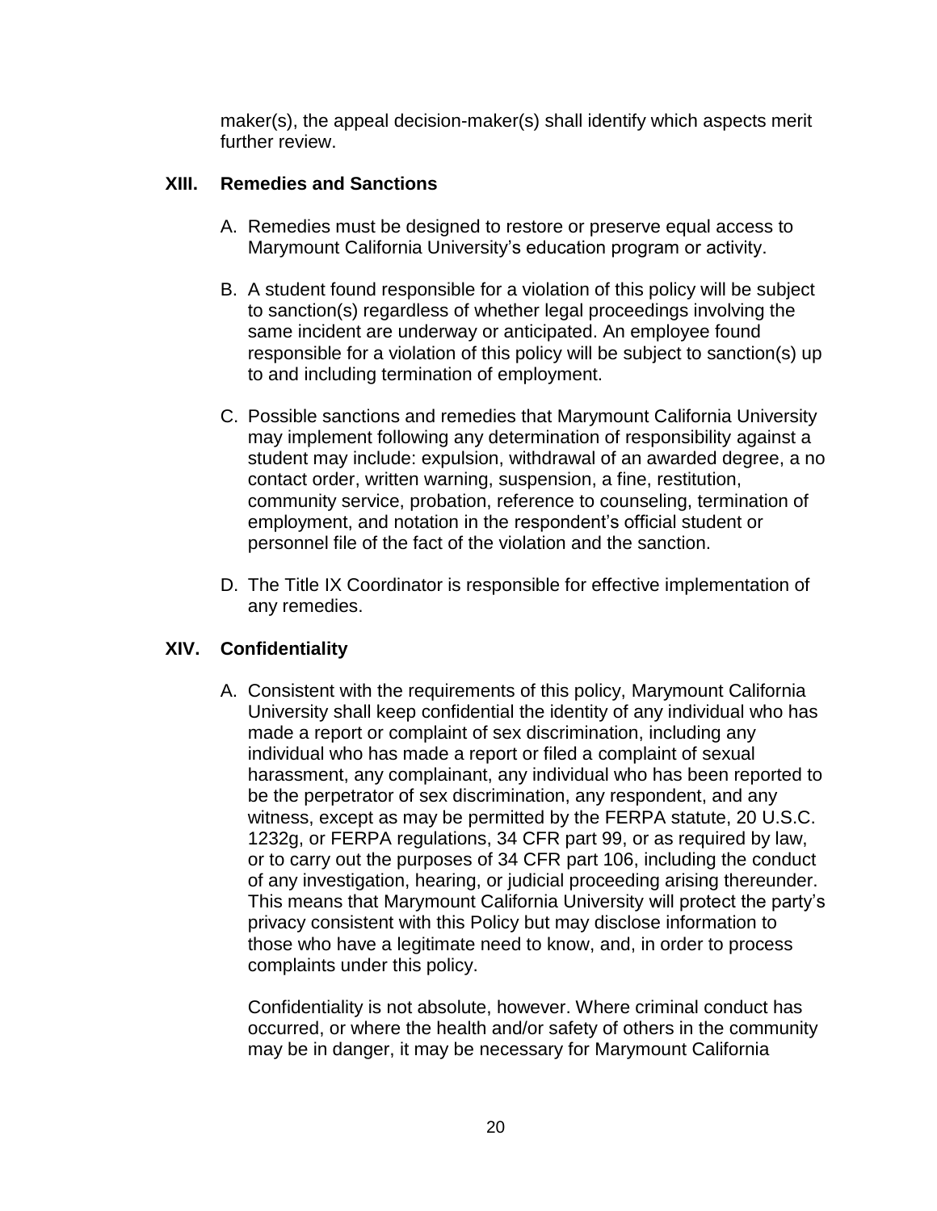maker(s), the appeal decision-maker(s) shall identify which aspects merit further review.

## XIII. Remedies and Sanctions

A. Remedies must be designed to restore or preserve equal access to Marymount California University's education program or activity.

B. A student found responsible for a violation of this policy will be subject to sanction(s) regardless of whether legal proceedings involving the same incident are underway or anticipated. An employee found responsible for a violation of this policy will be subject to sanction(s) up to and including termination of employment.

C. Possible sanctions and remedies that Marymount California University may implement following any determination of responsibility against a student may include: expulsion, withdrawal of an awarded degree, a no contact order, written warning, suspension, a fine, restitution, community service, probation, reference to counseling, termination of employment, and notation in the respondent's official student or personnel file of the fact of the violation and the sanction.

D. The Title IX Coordinator is responsible for effective implementation of any remedies.

## XIV. Confidentiality

A. Consistent with the requirements of this policy, Marymount California University shall keep confidential the identity of any individual who has made a report or complaint of sex discrimination, including any individual who has made a report or filed a complaint of sexual harassment, any complainant, any individual who has been reported to be the perpetrator of sex discrimination, any respondent, and any witness, except as may be permitted by the FERPA statute, 20 U.S.C. 1232g, or FERPA regulations, 34 CFR part 99, or as required by law, or to carry out the purposes of 34 CFR part 106, including the conduct of any investigation, hearing, or judicial proceeding arising thereunder. This means that Marymount California University will protect the party's privacy consistent with this Policy but may disclose information to those who have a legitimate need to know, and, in order to process complaints under this policy.

   Confidentiality is not absolute, however. Where criminal conduct has occurred, or where the health and/or safety of others in the community may be in danger, it may be necessary for Marymount California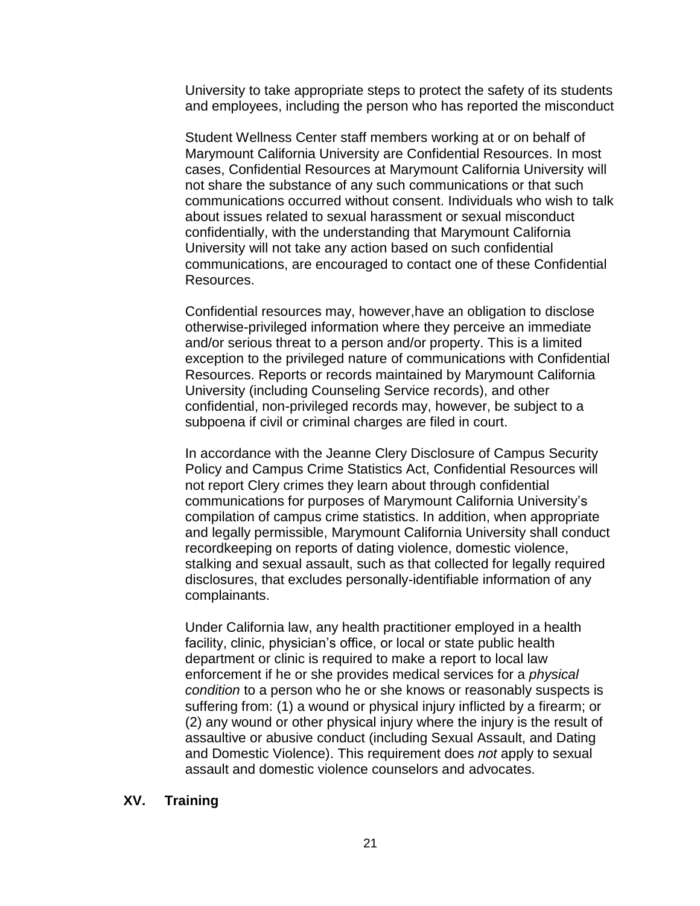University to take appropriate steps to protect the safety of its students and employees, including the person who has reported the misconduct

Student Wellness Center staff members working at or on behalf of Marymount California University are Confidential Resources. In most cases, Confidential Resources at Marymount California University will not share the substance of any such communications or that such communications occurred without consent. Individuals who wish to talk about issues related to sexual harassment or sexual misconduct confidentially, with the understanding that Marymount California University will not take any action based on such confidential communications, are encouraged to contact one of these Confidential Resources.

Confidential resources may, however,have an obligation to disclose otherwise-privileged information where they perceive an immediate and/or serious threat to a person and/or property. This is a limited exception to the privileged nature of communications with Confidential Resources. Reports or records maintained by Marymount California University (including Counseling Service records), and other confidential, non-privileged records may, however, be subject to a subpoena if civil or criminal charges are filed in court.

In accordance with the Jeanne Clery Disclosure of Campus Security Policy and Campus Crime Statistics Act, Confidential Resources will not report Clery crimes they learn about through confidential communications for purposes of Marymount California University's compilation of campus crime statistics. In addition, when appropriate and legally permissible, Marymount California University shall conduct recordkeeping on reports of dating violence, domestic violence, stalking and sexual assault, such as that collected for legally required disclosures, that excludes personally-identifiable information of any complainants.

Under California law, any health practitioner employed in a health facility, clinic, physician's office, or local or state public health department or clinic is required to make a report to local law enforcement if he or she provides medical services for a *physical condition* to a person who he or she knows or reasonably suspects is suffering from: (1) a wound or physical injury inflicted by a firearm; or (2) any wound or other physical injury where the injury is the result of assaultive or abusive conduct (including Sexual Assault, and Dating and Domestic Violence). This requirement does *not* apply to sexual assault and domestic violence counselors and advocates.

## XV. Training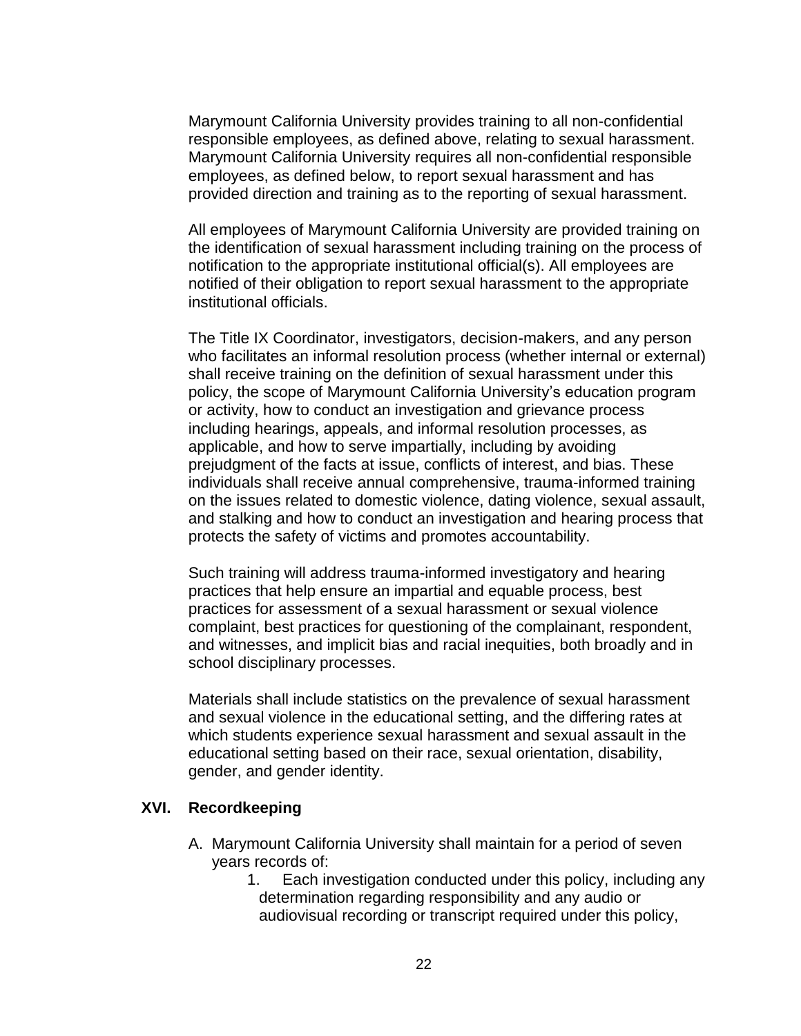Marymount California University provides training to all non-confidential responsible employees, as defined above, relating to sexual harassment. Marymount California University requires all non-confidential responsible employees, as defined below, to report sexual harassment and has provided direction and training as to the reporting of sexual harassment.

All employees of Marymount California University are provided training on the identification of sexual harassment including training on the process of notification to the appropriate institutional official(s). All employees are notified of their obligation to report sexual harassment to the appropriate institutional officials.

The Title IX Coordinator, investigators, decision-makers, and any person who facilitates an informal resolution process (whether internal or external) shall receive training on the definition of sexual harassment under this policy, the scope of Marymount California University's education program or activity, how to conduct an investigation and grievance process including hearings, appeals, and informal resolution processes, as applicable, and how to serve impartially, including by avoiding prejudgment of the facts at issue, conflicts of interest, and bias. These individuals shall receive annual comprehensive, trauma-informed training on the issues related to domestic violence, dating violence, sexual assault, and stalking and how to conduct an investigation and hearing process that protects the safety of victims and promotes accountability.

Such training will address trauma-informed investigatory and hearing practices that help ensure an impartial and equable process, best practices for assessment of a sexual harassment or sexual violence complaint, best practices for questioning of the complainant, respondent, and witnesses, and implicit bias and racial inequities, both broadly and in school disciplinary processes.

Materials shall include statistics on the prevalence of sexual harassment and sexual violence in the educational setting, and the differing rates at which students experience sexual harassment and sexual assault in the educational setting based on their race, sexual orientation, disability, gender, and gender identity.

## XVI. Recordkeeping

A. Marymount California University shall maintain for a period of seven years records of:
   1. Each investigation conducted under this policy, including any determination regarding responsibility and any audio or audiovisual recording or transcript required under this policy,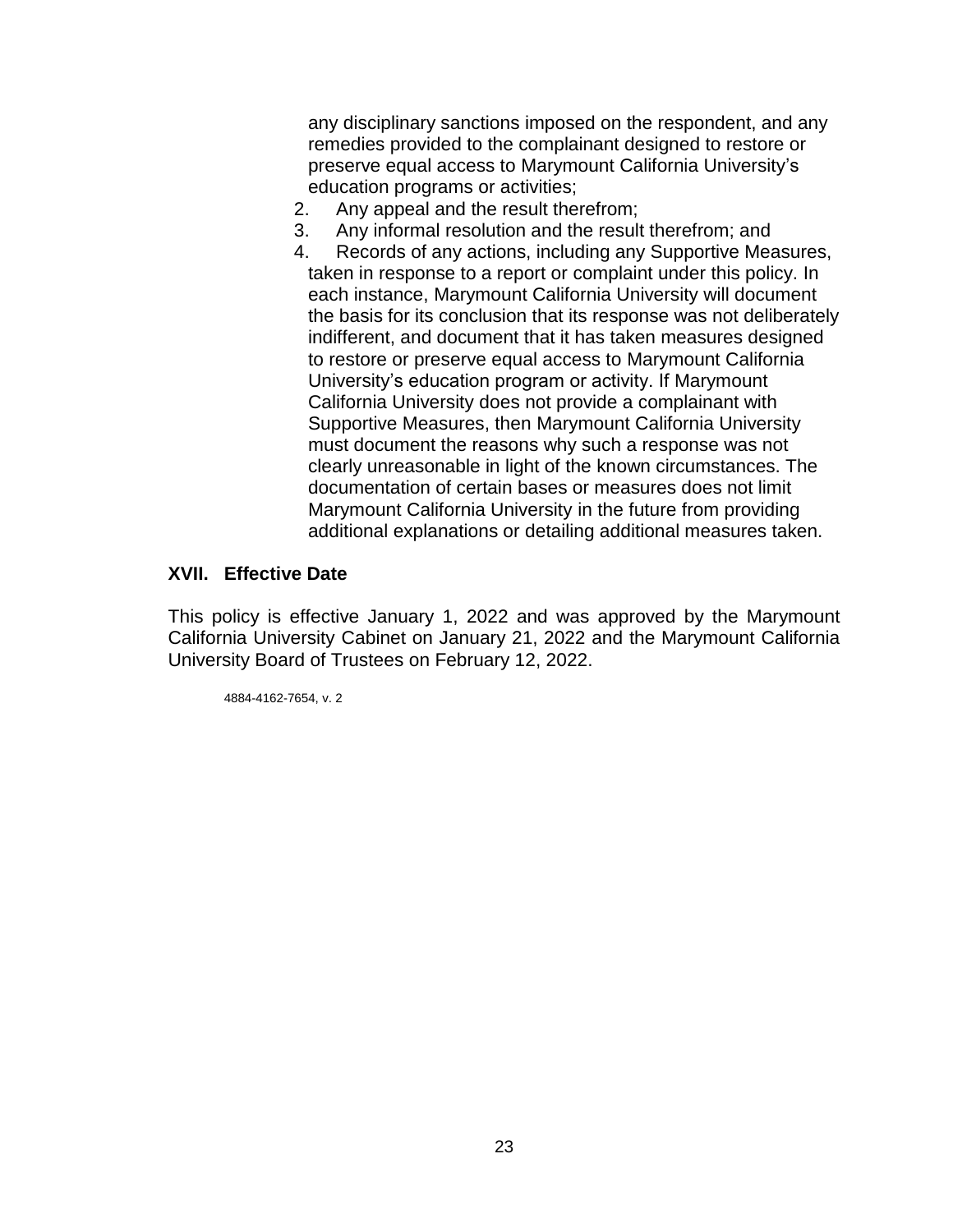any disciplinary sanctions imposed on the respondent, and any remedies provided to the complainant designed to restore or preserve equal access to Marymount California University's education programs or activities;

2. Any appeal and the result therefrom;
3. Any informal resolution and the result therefrom; and
4. Records of any actions, including any Supportive Measures, taken in response to a report or complaint under this policy. In each instance, Marymount California University will document the basis for its conclusion that its response was not deliberately indifferent, and document that it has taken measures designed to restore or preserve equal access to Marymount California University's education program or activity. If Marymount California University does not provide a complainant with Supportive Measures, then Marymount California University must document the reasons why such a response was not clearly unreasonable in light of the known circumstances. The documentation of certain bases or measures does not limit Marymount California University in the future from providing additional explanations or detailing additional measures taken.

## XVII. Effective Date

This policy is effective January 1, 2022 and was approved by the Marymount California University Cabinet on January 21, 2022 and the Marymount California University Board of Trustees on February 12, 2022.

4884-4162-7654, v. 2